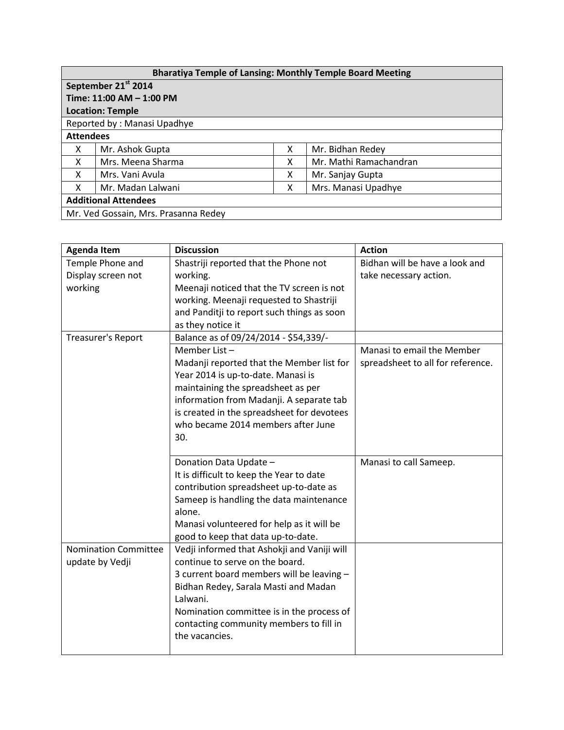| Bharatiya Temple of Lansing: Monthly Temple Board Meeting | | | |
|---|---|---|---|
| **September 21st 2014**<br>**Time: 11:00 AM – 1:00 PM**<br>**Location: Temple** | | | |
| Reported by : Manasi Upadhye | | | |
| **Attendees** | | | |
| X | Mr. Ashok Gupta | X | Mr. Bidhan Redey |
| X | Mrs. Meena Sharma | X | Mr. Mathi Ramachandran |
| X | Mrs. Vani Avula | X | Mr. Sanjay Gupta |
| X | Mr. Madan Lalwani | X | Mrs. Manasi Upadhye |
| **Additional Attendees** | | | |
| Mr. Ved Gossain, Mrs. Prasanna Redey | | | |

| Agenda Item | Discussion | Action |
|---|---|---|
| Temple Phone and Display screen not working | Shastriji reported that the Phone not working.<br>Meenaji noticed that the TV screen is not working. Meenaji requested to Shastriji and Panditji to report such things as soon as they notice it | Bidhan will be have a look and take necessary action. |
| Treasurer's Report | Balance as of 09/24/2014 - $54,339/- | |
| | Member List –<br>Madanji reported that the Member list for Year 2014 is up-to-date. Manasi is maintaining the spreadsheet as per information from Madanji. A separate tab is created in the spreadsheet for devotees who became 2014 members after June 30. | Manasi to email the Member spreadsheet to all for reference. |
| | Donation Data Update –<br>It is difficult to keep the Year to date contribution spreadsheet up-to-date as Sameep is handling the data maintenance alone.<br>Manasi volunteered for help as it will be good to keep that data up-to-date. | Manasi to call Sameep. |
| Nomination Committee update by Vedji | Vedji informed that Ashokji and Vaniji will continue to serve on the board.<br>3 current board members will be leaving – Bidhan Redey, Sarala Masti and Madan Lalwani.<br>Nomination committee is in the process of contacting community members to fill in the vacancies. | |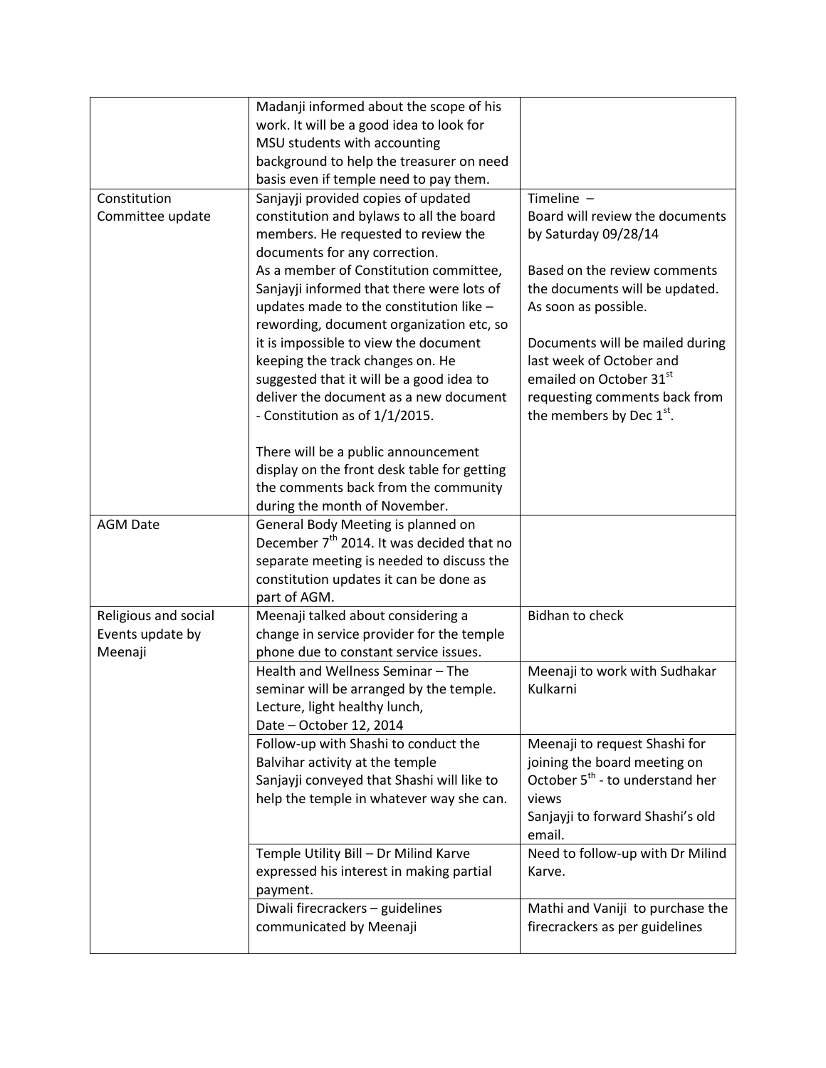| | | |
|---|---|---|
| | Madanji informed about the scope of his work. It will be a good idea to look for MSU students with accounting background to help the treasurer on need basis even if temple need to pay them. | |
| Constitution Committee update | Sanjayji provided copies of updated constitution and bylaws to all the board members. He requested to review the documents for any correction.<br>As a member of Constitution committee, Sanjayji informed that there were lots of updates made to the constitution like – rewording, document organization etc, so it is impossible to view the document keeping the track changes on. He suggested that it will be a good idea to deliver the document as a new document - Constitution as of 1/1/2015.<br><br>There will be a public announcement display on the front desk table for getting the comments back from the community during the month of November. | Timeline –<br>Board will review the documents by Saturday 09/28/14<br><br>Based on the review comments the documents will be updated. As soon as possible.<br><br>Documents will be mailed during last week of October and emailed on October 31st requesting comments back from the members by Dec 1st. |
| AGM Date | General Body Meeting is planned on December 7th 2014. It was decided that no separate meeting is needed to discuss the constitution updates it can be done as part of AGM. | |
| Religious and social Events update by Meenaji | Meenaji talked about considering a change in service provider for the temple phone due to constant service issues. | Bidhan to check |
| | Health and Wellness Seminar – The seminar will be arranged by the temple. Lecture, light healthy lunch,<br>Date – October 12, 2014 | Meenaji to work with Sudhakar Kulkarni |
| | Follow-up with Shashi to conduct the Balvihar activity at the temple<br>Sanjayji conveyed that Shashi will like to help the temple in whatever way she can. | Meenaji to request Shashi for joining the board meeting on October 5th - to understand her views<br>Sanjayji to forward Shashi's old email. |
| | Temple Utility Bill – Dr Milind Karve expressed his interest in making partial payment. | Need to follow-up with Dr Milind Karve. |
| | Diwali firecrackers – guidelines communicated by Meenaji | Mathi and Vaniji to purchase the firecrackers as per guidelines |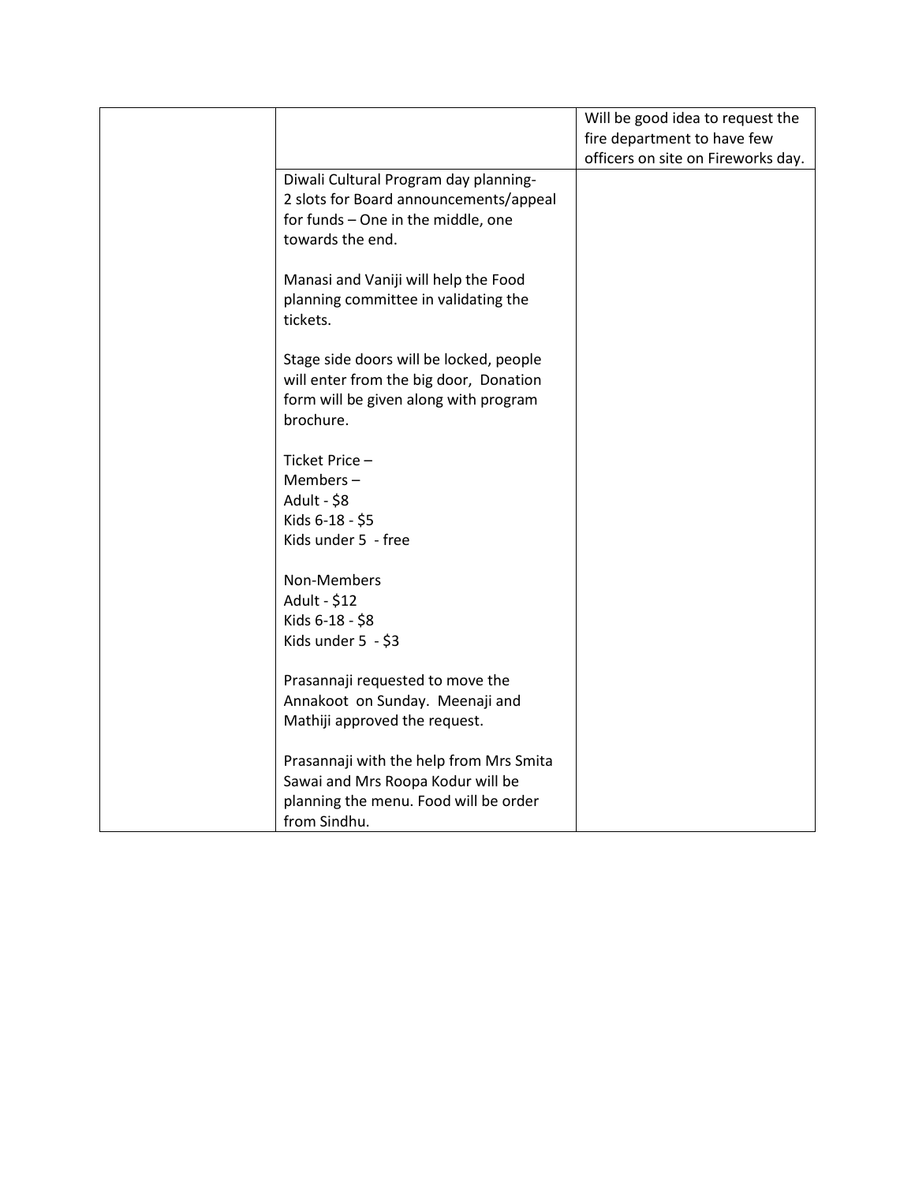| | | |
|---|---|---|
| | | Will be good idea to request the fire department to have few officers on site on Fireworks day. |
| | Diwali Cultural Program day planning- 2 slots for Board announcements/appeal for funds – One in the middle, one towards the end.<br><br>Manasi and Vaniji will help the Food planning committee in validating the tickets.<br><br>Stage side doors will be locked, people will enter from the big door, Donation form will be given along with program brochure.<br><br>Ticket Price –<br>Members –<br>Adult - $8<br>Kids 6-18 - $5<br>Kids under 5 - free<br><br>Non-Members<br>Adult - $12<br>Kids 6-18 - $8<br>Kids under 5 - $3<br><br>Prasannaji requested to move the Annakoot on Sunday. Meenaji and Mathiji approved the request.<br><br>Prasannaji with the help from Mrs Smita Sawai and Mrs Roopa Kodur will be planning the menu. Food will be order from Sindhu. | |